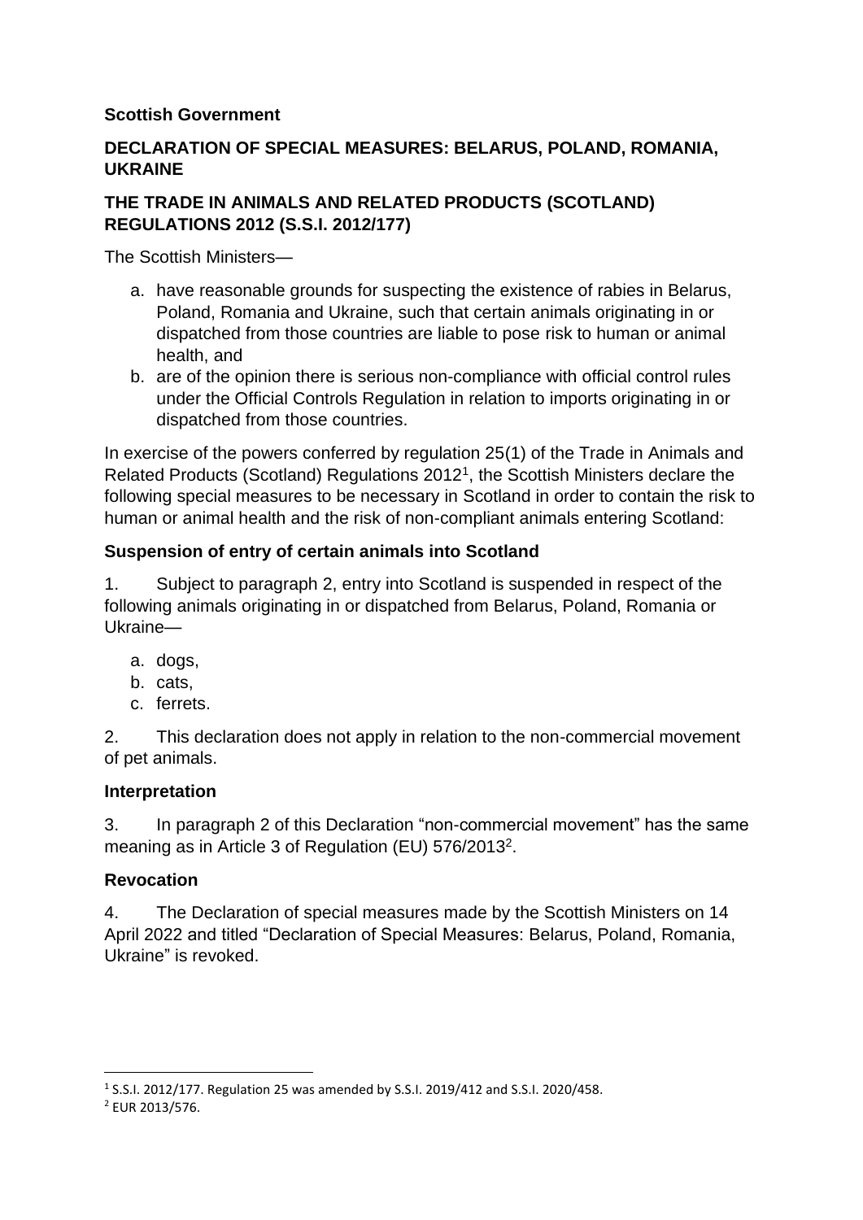**Scottish Government**

**DECLARATION OF SPECIAL MEASURES: BELARUS, POLAND, ROMANIA, UKRAINE**

**THE TRADE IN ANIMALS AND RELATED PRODUCTS (SCOTLAND) REGULATIONS 2012 (S.S.I. 2012/177)**

The Scottish Ministers—

a. have reasonable grounds for suspecting the existence of rabies in Belarus, Poland, Romania and Ukraine, such that certain animals originating in or dispatched from those countries are liable to pose risk to human or animal health, and
b. are of the opinion there is serious non-compliance with official control rules under the Official Controls Regulation in relation to imports originating in or dispatched from those countries.

In exercise of the powers conferred by regulation 25(1) of the Trade in Animals and Related Products (Scotland) Regulations 2012[1], the Scottish Ministers declare the following special measures to be necessary in Scotland in order to contain the risk to human or animal health and the risk of non-compliant animals entering Scotland:

**Suspension of entry of certain animals into Scotland**

1. Subject to paragraph 2, entry into Scotland is suspended in respect of the following animals originating in or dispatched from Belarus, Poland, Romania or Ukraine—

a. dogs,
b. cats,
c. ferrets.

2. This declaration does not apply in relation to the non-commercial movement of pet animals.

**Interpretation**

3. In paragraph 2 of this Declaration "non-commercial movement" has the same meaning as in Article 3 of Regulation (EU) 576/2013[2].

**Revocation**

4. The Declaration of special measures made by the Scottish Ministers on 14 April 2022 and titled "Declaration of Special Measures: Belarus, Poland, Romania, Ukraine" is revoked.

---

[1] S.S.I. 2012/177. Regulation 25 was amended by S.S.I. 2019/412 and S.S.I. 2020/458.

[2] EUR 2013/576.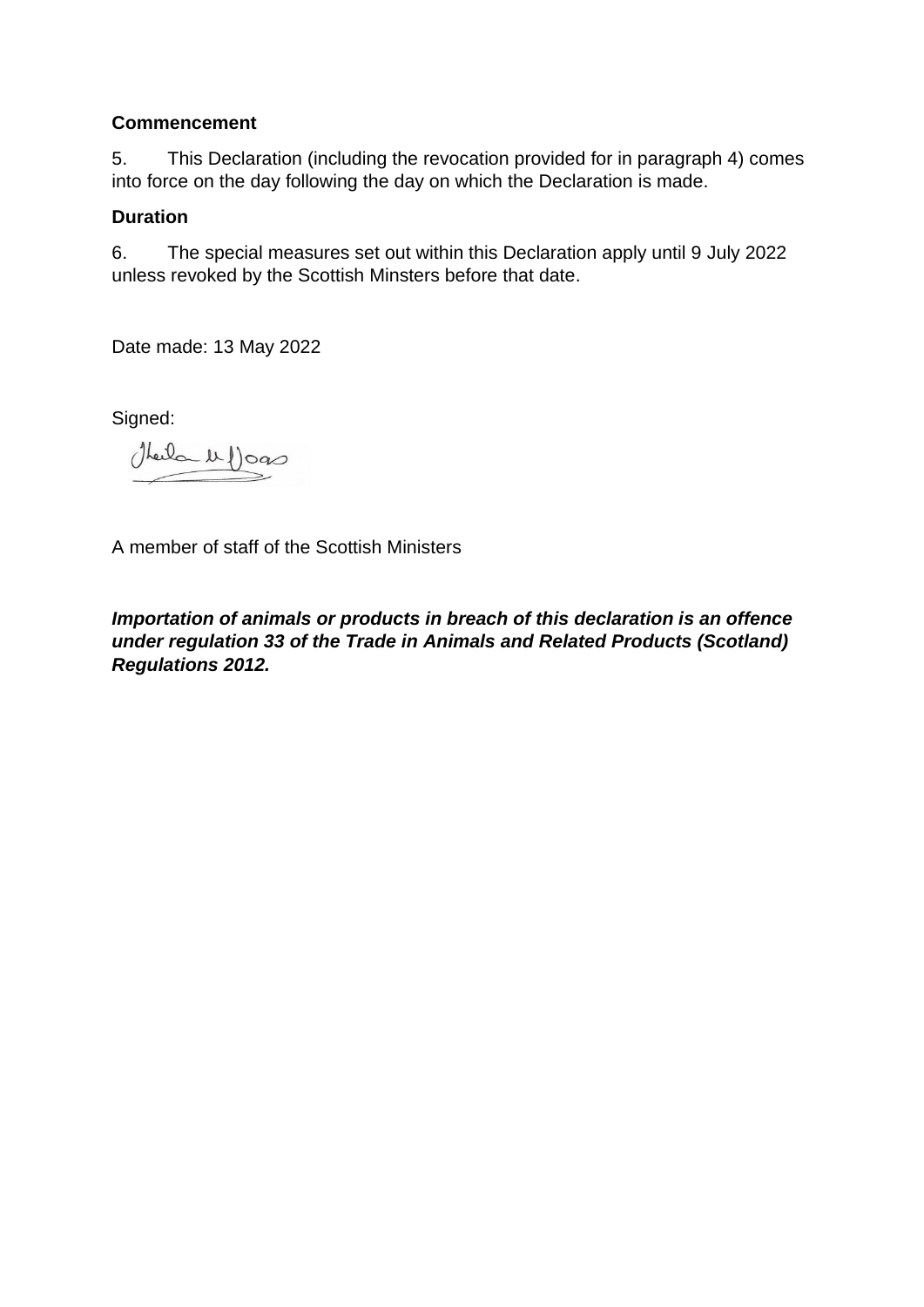**Commencement**

5. This Declaration (including the revocation provided for in paragraph 4) comes into force on the day following the day on which the Declaration is made.

**Duration**

6. The special measures set out within this Declaration apply until 9 July 2022 unless revoked by the Scottish Minsters before that date.

Date made: 13 May 2022

Signed:

A member of staff of the Scottish Ministers

***Importation of animals or products in breach of this declaration is an offence under regulation 33 of the Trade in Animals and Related Products (Scotland) Regulations 2012.***